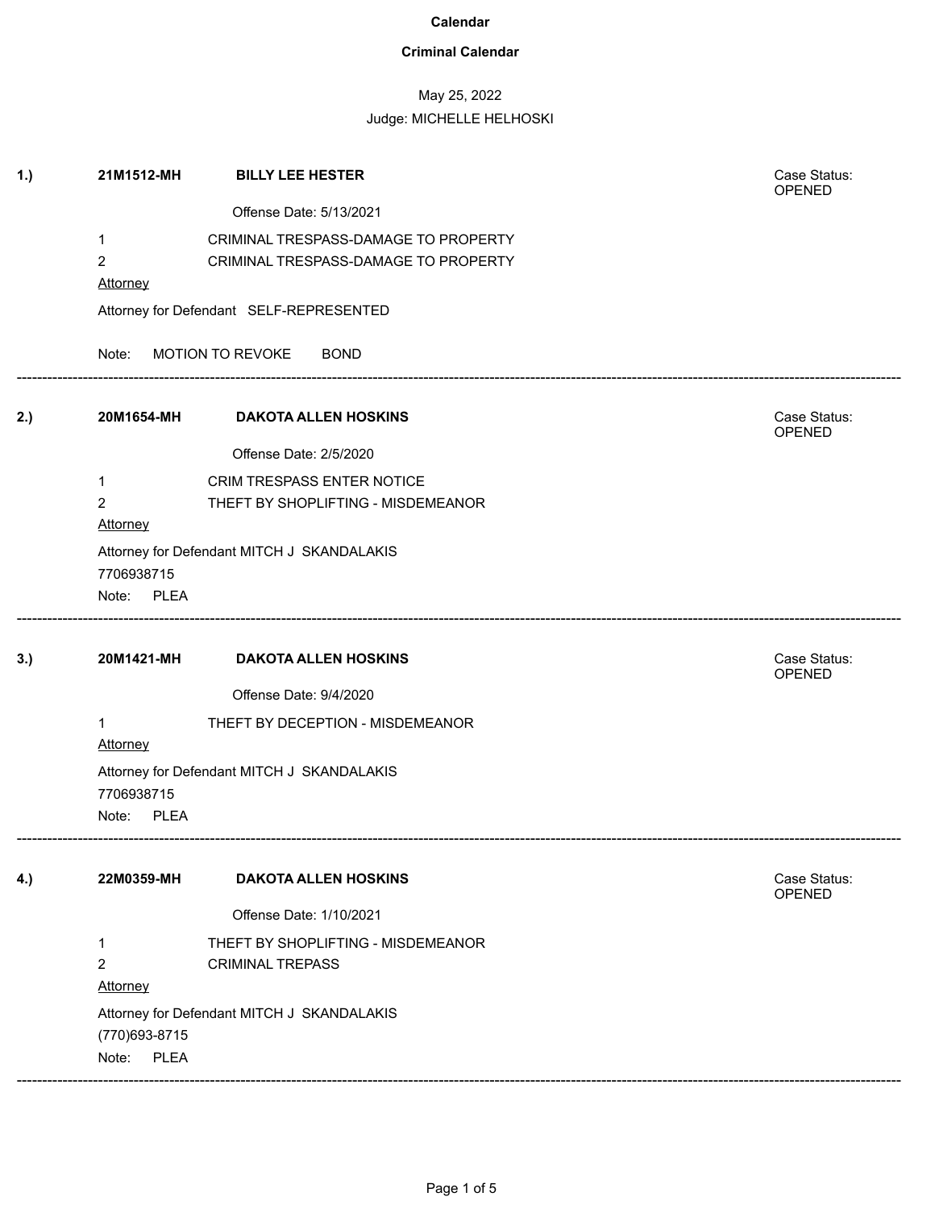# Calendar

## Criminal Calendar

May 25, 2022

Judge: MICHELLE HELHOSKI

---

**1.)** **21M1512-MH** **BILLY LEE HESTER**

Case Status: OPENED

Offense Date: 5/13/2021

1 CRIMINAL TRESPASS-DAMAGE TO PROPERTY

2 CRIMINAL TRESPASS-DAMAGE TO PROPERTY

Attorney

Attorney for Defendant SELF-REPRESENTED

Note: MOTION TO REVOKE BOND

---

**2.)** **20M1654-MH** **DAKOTA ALLEN HOSKINS**

Case Status: OPENED

Offense Date: 2/5/2020

1 CRIM TRESPASS ENTER NOTICE

2 THEFT BY SHOPLIFTING - MISDEMEANOR

Attorney

Attorney for Defendant MITCH J SKANDALAKIS

7706938715

Note: PLEA

---

**3.)** **20M1421-MH** **DAKOTA ALLEN HOSKINS**

Case Status: OPENED

Offense Date: 9/4/2020

1 THEFT BY DECEPTION - MISDEMEANOR

Attorney

Attorney for Defendant MITCH J SKANDALAKIS

7706938715

Note: PLEA

---

**4.)** **22M0359-MH** **DAKOTA ALLEN HOSKINS**

Case Status: OPENED

Offense Date: 1/10/2021

1 THEFT BY SHOPLIFTING - MISDEMEANOR

2 CRIMINAL TREPASS

Attorney

Attorney for Defendant MITCH J SKANDALAKIS

(770)693-8715

Note: PLEA

---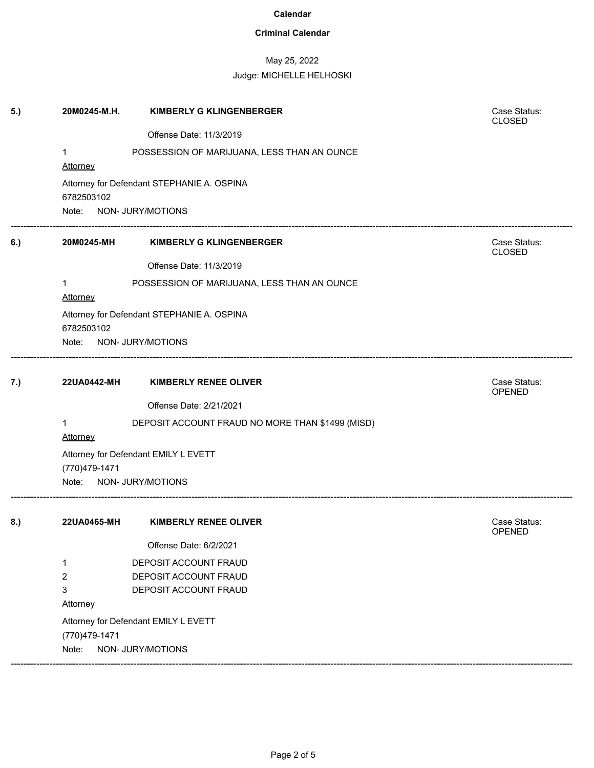**Calendar**

**Criminal Calendar**

May 25, 2022

Judge: MICHELLE HELHOSKI

**5.)** **20M0245-M.H.** **KIMBERLY G KLINGENBERGER** Case Status: CLOSED

Offense Date: 11/3/2019

1 POSSESSION OF MARIJUANA, LESS THAN AN OUNCE

Attorney

Attorney for Defendant STEPHANIE A. OSPINA
6782503102

Note: NON- JURY/MOTIONS

---

**6.)** **20M0245-MH** **KIMBERLY G KLINGENBERGER** Case Status: CLOSED

Offense Date: 11/3/2019

1 POSSESSION OF MARIJUANA, LESS THAN AN OUNCE

Attorney

Attorney for Defendant STEPHANIE A. OSPINA
6782503102

Note: NON- JURY/MOTIONS

---

**7.)** **22UA0442-MH** **KIMBERLY RENEE OLIVER** Case Status: OPENED

Offense Date: 2/21/2021

1 DEPOSIT ACCOUNT FRAUD NO MORE THAN $1499 (MISD)

Attorney

Attorney for Defendant EMILY L EVETT
(770)479-1471

Note: NON- JURY/MOTIONS

---

**8.)** **22UA0465-MH** **KIMBERLY RENEE OLIVER** Case Status: OPENED

Offense Date: 6/2/2021

1 DEPOSIT ACCOUNT FRAUD
2 DEPOSIT ACCOUNT FRAUD
3 DEPOSIT ACCOUNT FRAUD

Attorney

Attorney for Defendant EMILY L EVETT
(770)479-1471

Note: NON- JURY/MOTIONS

---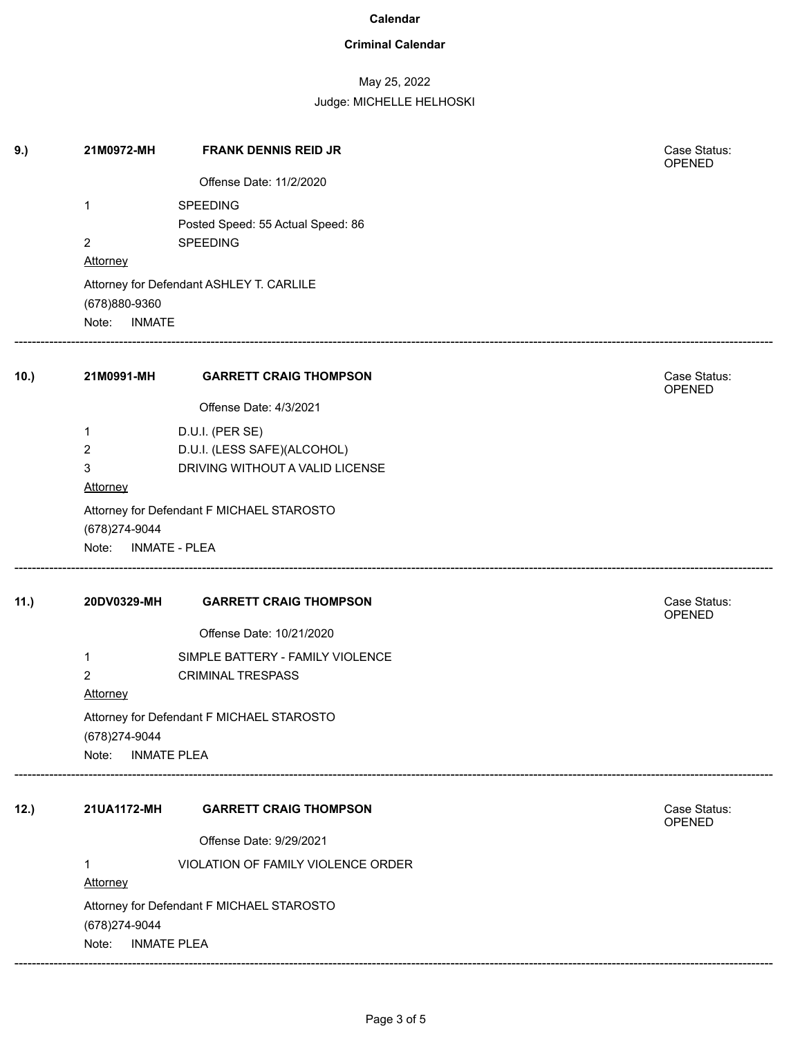# Calendar

## Criminal Calendar

May 25, 2022

Judge: MICHELLE HELHOSKI

---

**9.)** **21M0972-MH** **FRANK DENNIS REID JR** Case Status: OPENED

Offense Date: 11/2/2020

1 SPEEDING
Posted Speed: 55 Actual Speed: 86

2 SPEEDING

Attorney

Attorney for Defendant ASHLEY T. CARLILE
(678)880-9360

Note: INMATE

---

**10.)** **21M0991-MH** **GARRETT CRAIG THOMPSON** Case Status: OPENED

Offense Date: 4/3/2021

1 D.U.I. (PER SE)

2 D.U.I. (LESS SAFE)(ALCOHOL)

3 DRIVING WITHOUT A VALID LICENSE

Attorney

Attorney for Defendant F MICHAEL STAROSTO
(678)274-9044

Note: INMATE - PLEA

---

**11.)** **20DV0329-MH** **GARRETT CRAIG THOMPSON** Case Status: OPENED

Offense Date: 10/21/2020

1 SIMPLE BATTERY - FAMILY VIOLENCE

2 CRIMINAL TRESPASS

Attorney

Attorney for Defendant F MICHAEL STAROSTO
(678)274-9044

Note: INMATE PLEA

---

**12.)** **21UA1172-MH** **GARRETT CRAIG THOMPSON** Case Status: OPENED

Offense Date: 9/29/2021

1 VIOLATION OF FAMILY VIOLENCE ORDER

Attorney

Attorney for Defendant F MICHAEL STAROSTO
(678)274-9044

Note: INMATE PLEA

---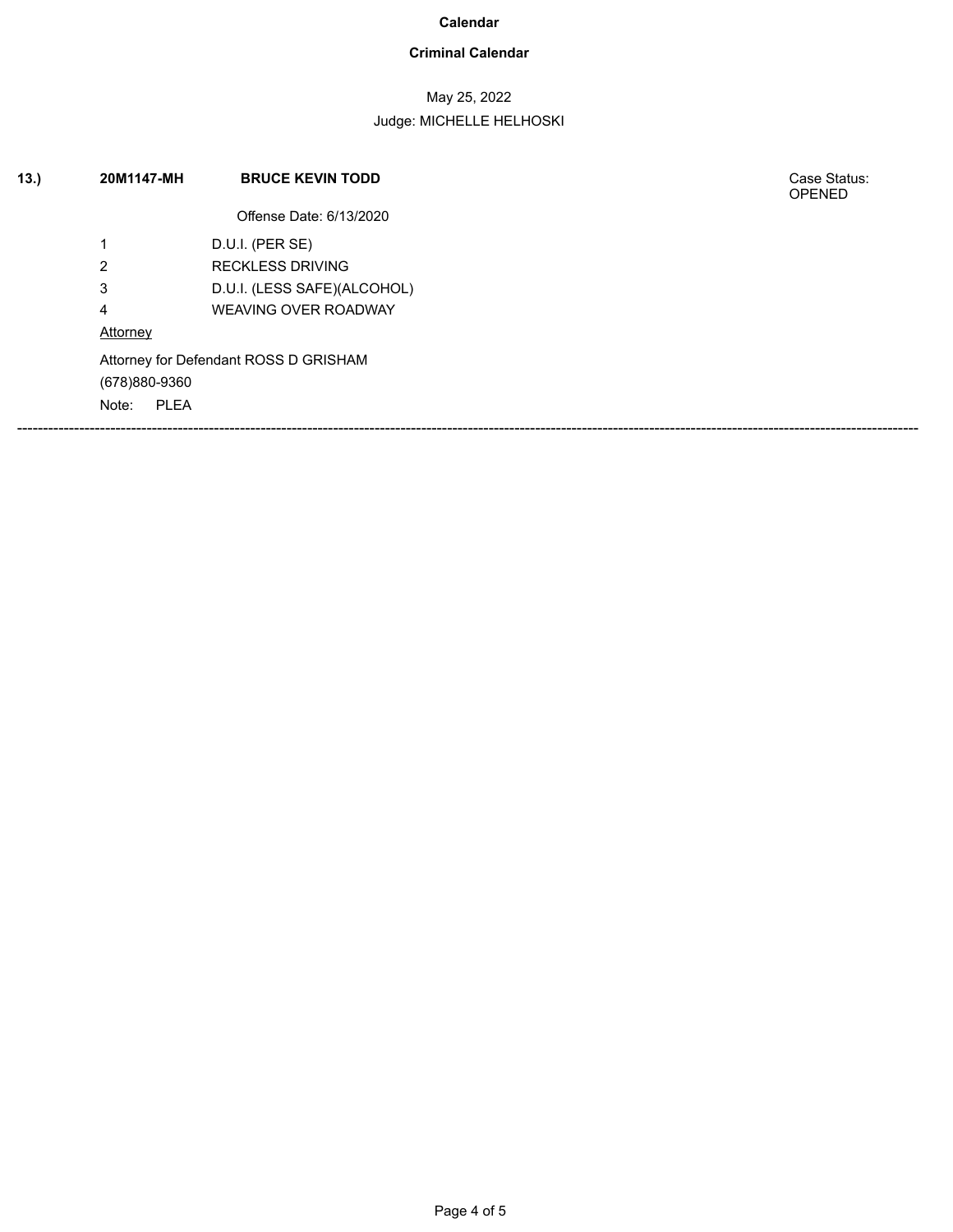**Calendar**

**Criminal Calendar**

May 25, 2022

Judge: MICHELLE HELHOSKI

**13.)** **20M1147-MH** **BRUCE KEVIN TODD** Case Status: OPENED

Offense Date: 6/13/2020

| | |
|---|---|
| 1 | D.U.I. (PER SE) |
| 2 | RECKLESS DRIVING |
| 3 | D.U.I. (LESS SAFE)(ALCOHOL) |
| 4 | WEAVING OVER ROADWAY |

Attorney

Attorney for Defendant ROSS D GRISHAM

(678)880-9360

Note: PLEA

---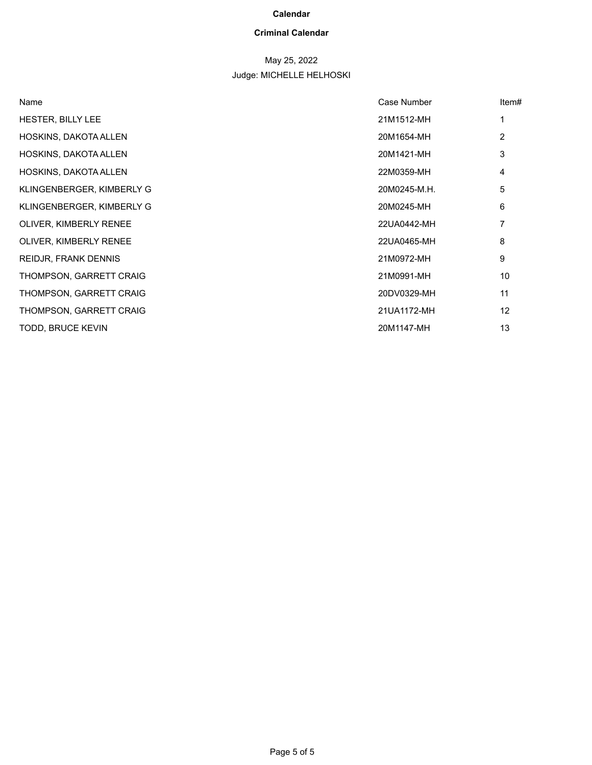**Calendar**

**Criminal Calendar**

May 25, 2022

Judge: MICHELLE HELHOSKI

| Name | Case Number | Item# |
|---|---|---|
| HESTER, BILLY LEE | 21M1512-MH | 1 |
| HOSKINS, DAKOTA ALLEN | 20M1654-MH | 2 |
| HOSKINS, DAKOTA ALLEN | 20M1421-MH | 3 |
| HOSKINS, DAKOTA ALLEN | 22M0359-MH | 4 |
| KLINGENBERGER, KIMBERLY G | 20M0245-M.H. | 5 |
| KLINGENBERGER, KIMBERLY G | 20M0245-MH | 6 |
| OLIVER, KIMBERLY RENEE | 22UA0442-MH | 7 |
| OLIVER, KIMBERLY RENEE | 22UA0465-MH | 8 |
| REIDJR, FRANK DENNIS | 21M0972-MH | 9 |
| THOMPSON, GARRETT CRAIG | 21M0991-MH | 10 |
| THOMPSON, GARRETT CRAIG | 20DV0329-MH | 11 |
| THOMPSON, GARRETT CRAIG | 21UA1172-MH | 12 |
| TODD, BRUCE KEVIN | 20M1147-MH | 13 |